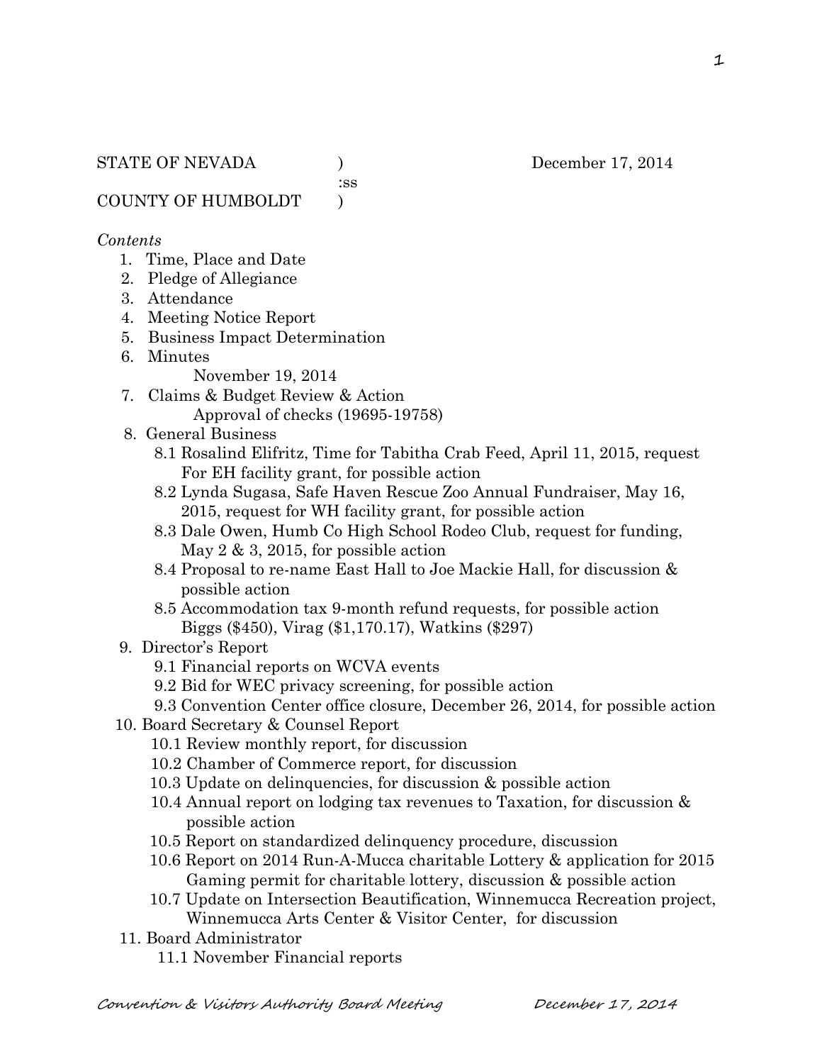STATE OF NEVADA )  December 17, 2014
:ss
COUNTY OF HUMBOLDT )

*Contents*

1. Time, Place and Date
2. Pledge of Allegiance
3. Attendance
4. Meeting Notice Report
5. Business Impact Determination
6. Minutes
   November 19, 2014
7. Claims & Budget Review & Action
   Approval of checks (19695-19758)
8. General Business
   - 8.1 Rosalind Elifritz, Time for Tabitha Crab Feed, April 11, 2015, request For EH facility grant, for possible action
   - 8.2 Lynda Sugasa, Safe Haven Rescue Zoo Annual Fundraiser, May 16, 2015, request for WH facility grant, for possible action
   - 8.3 Dale Owen, Humb Co High School Rodeo Club, request for funding, May 2 & 3, 2015, for possible action
   - 8.4 Proposal to re-name East Hall to Joe Mackie Hall, for discussion & possible action
   - 8.5 Accommodation tax 9-month refund requests, for possible action Biggs ($450), Virag ($1,170.17), Watkins ($297)
9. Director's Report
   - 9.1 Financial reports on WCVA events
   - 9.2 Bid for WEC privacy screening, for possible action
   - 9.3 Convention Center office closure, December 26, 2014, for possible action
10. Board Secretary & Counsel Report
    - 10.1 Review monthly report, for discussion
    - 10.2 Chamber of Commerce report, for discussion
    - 10.3 Update on delinquencies, for discussion & possible action
    - 10.4 Annual report on lodging tax revenues to Taxation, for discussion & possible action
    - 10.5 Report on standardized delinquency procedure, discussion
    - 10.6 Report on 2014 Run-A-Mucca charitable Lottery & application for 2015 Gaming permit for charitable lottery, discussion & possible action
    - 10.7 Update on Intersection Beautification, Winnemucca Recreation project, Winnemucca Arts Center & Visitor Center, for discussion
11. Board Administrator
    - 11.1 November Financial reports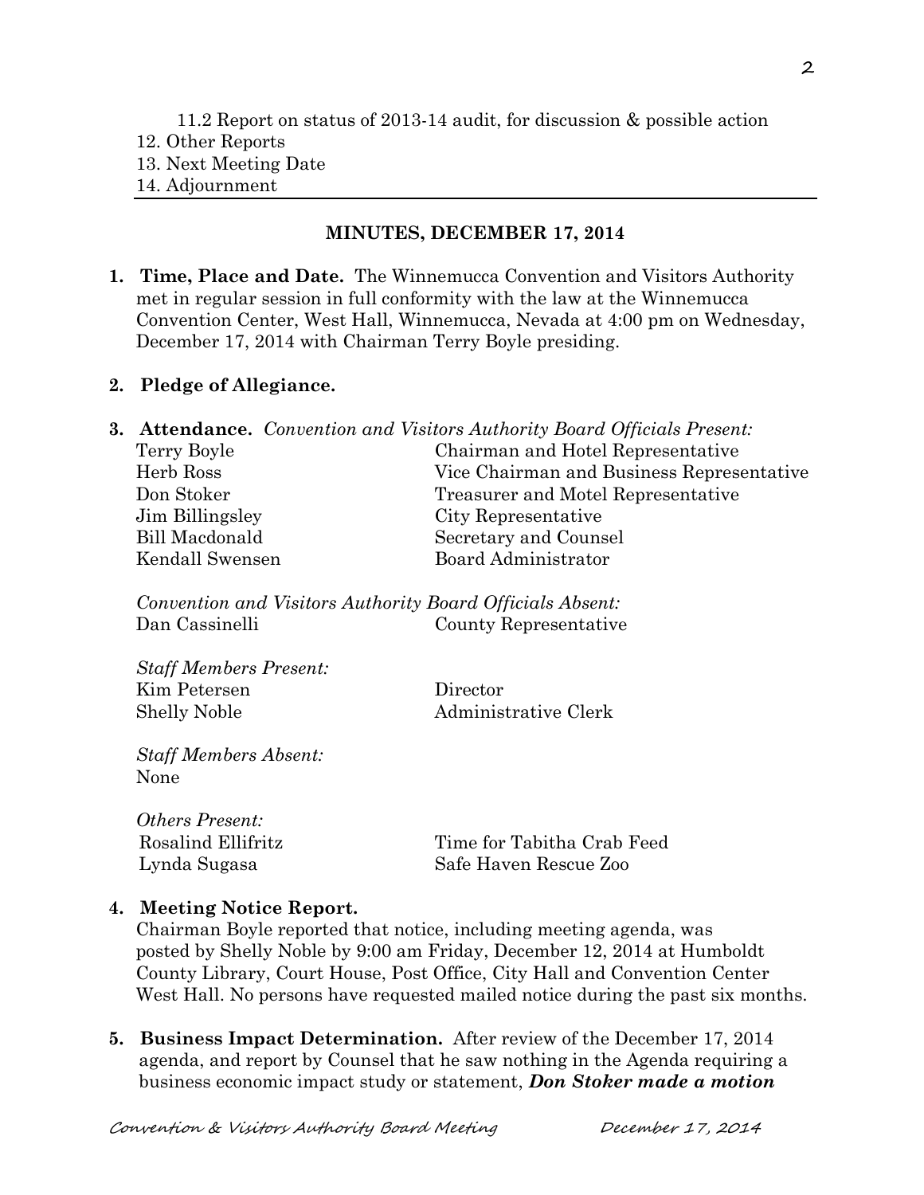11.2 Report on status of 2013-14 audit, for discussion & possible action
12. Other Reports
13. Next Meeting Date
14. Adjournment

---

**MINUTES, DECEMBER 17, 2014**

1. **Time, Place and Date.** The Winnemucca Convention and Visitors Authority met in regular session in full conformity with the law at the Winnemucca Convention Center, West Hall, Winnemucca, Nevada at 4:00 pm on Wednesday, December 17, 2014 with Chairman Terry Boyle presiding.

2. **Pledge of Allegiance.**

3. **Attendance.** *Convention and Visitors Authority Board Officials Present:*

| | |
|---|---|
| Terry Boyle | Chairman and Hotel Representative |
| Herb Ross | Vice Chairman and Business Representative |
| Don Stoker | Treasurer and Motel Representative |
| Jim Billingsley | City Representative |
| Bill Macdonald | Secretary and Counsel |
| Kendall Swensen | Board Administrator |

*Convention and Visitors Authority Board Officials Absent:*

| | |
|---|---|
| Dan Cassinelli | County Representative |

*Staff Members Present:*

| | |
|---|---|
| Kim Petersen | Director |
| Shelly Noble | Administrative Clerk |

*Staff Members Absent:*
None

*Others Present:*

| | |
|---|---|
| Rosalind Ellifritz | Time for Tabitha Crab Feed |
| Lynda Sugasa | Safe Haven Rescue Zoo |

4. **Meeting Notice Report.**
Chairman Boyle reported that notice, including meeting agenda, was posted by Shelly Noble by 9:00 am Friday, December 12, 2014 at Humboldt County Library, Court House, Post Office, City Hall and Convention Center West Hall. No persons have requested mailed notice during the past six months.

5. **Business Impact Determination.** After review of the December 17, 2014 agenda, and report by Counsel that he saw nothing in the Agenda requiring a business economic impact study or statement, ***Don Stoker made a motion***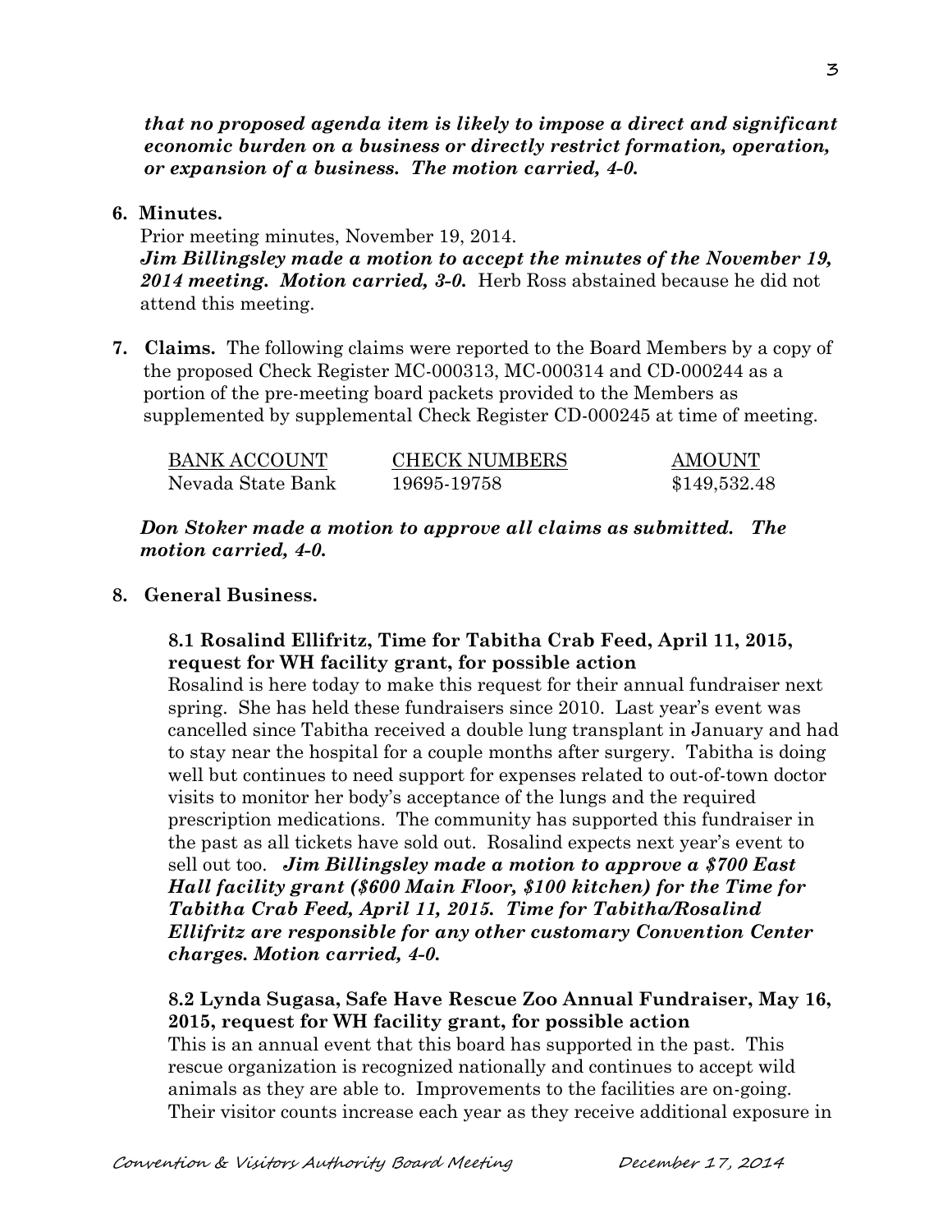***that no proposed agenda item is likely to impose a direct and significant economic burden on a business or directly restrict formation, operation, or expansion of a business. The motion carried, 4-0.***

**6. Minutes.**

Prior meeting minutes, November 19, 2014.
***Jim Billingsley made a motion to accept the minutes of the November 19, 2014 meeting. Motion carried, 3-0.*** Herb Ross abstained because he did not attend this meeting.

**7. Claims.** The following claims were reported to the Board Members by a copy of the proposed Check Register MC-000313, MC-000314 and CD-000244 as a portion of the pre-meeting board packets provided to the Members as supplemented by supplemental Check Register CD-000245 at time of meeting.

| BANK ACCOUNT | CHECK NUMBERS | AMOUNT |
| --- | --- | --- |
| Nevada State Bank | 19695-19758 | $149,532.48 |

***Don Stoker made a motion to approve all claims as submitted. The motion carried, 4-0.***

**8. General Business.**

**8.1 Rosalind Ellifritz, Time for Tabitha Crab Feed, April 11, 2015, request for WH facility grant, for possible action**

Rosalind is here today to make this request for their annual fundraiser next spring. She has held these fundraisers since 2010. Last year's event was cancelled since Tabitha received a double lung transplant in January and had to stay near the hospital for a couple months after surgery. Tabitha is doing well but continues to need support for expenses related to out-of-town doctor visits to monitor her body's acceptance of the lungs and the required prescription medications. The community has supported this fundraiser in the past as all tickets have sold out. Rosalind expects next year's event to sell out too. ***Jim Billingsley made a motion to approve a $700 East Hall facility grant ($600 Main Floor, $100 kitchen) for the Time for Tabitha Crab Feed, April 11, 2015. Time for Tabitha/Rosalind Ellifritz are responsible for any other customary Convention Center charges. Motion carried, 4-0.***

**8.2 Lynda Sugasa, Safe Have Rescue Zoo Annual Fundraiser, May 16, 2015, request for WH facility grant, for possible action**

This is an annual event that this board has supported in the past. This rescue organization is recognized nationally and continues to accept wild animals as they are able to. Improvements to the facilities are on-going. Their visitor counts increase each year as they receive additional exposure in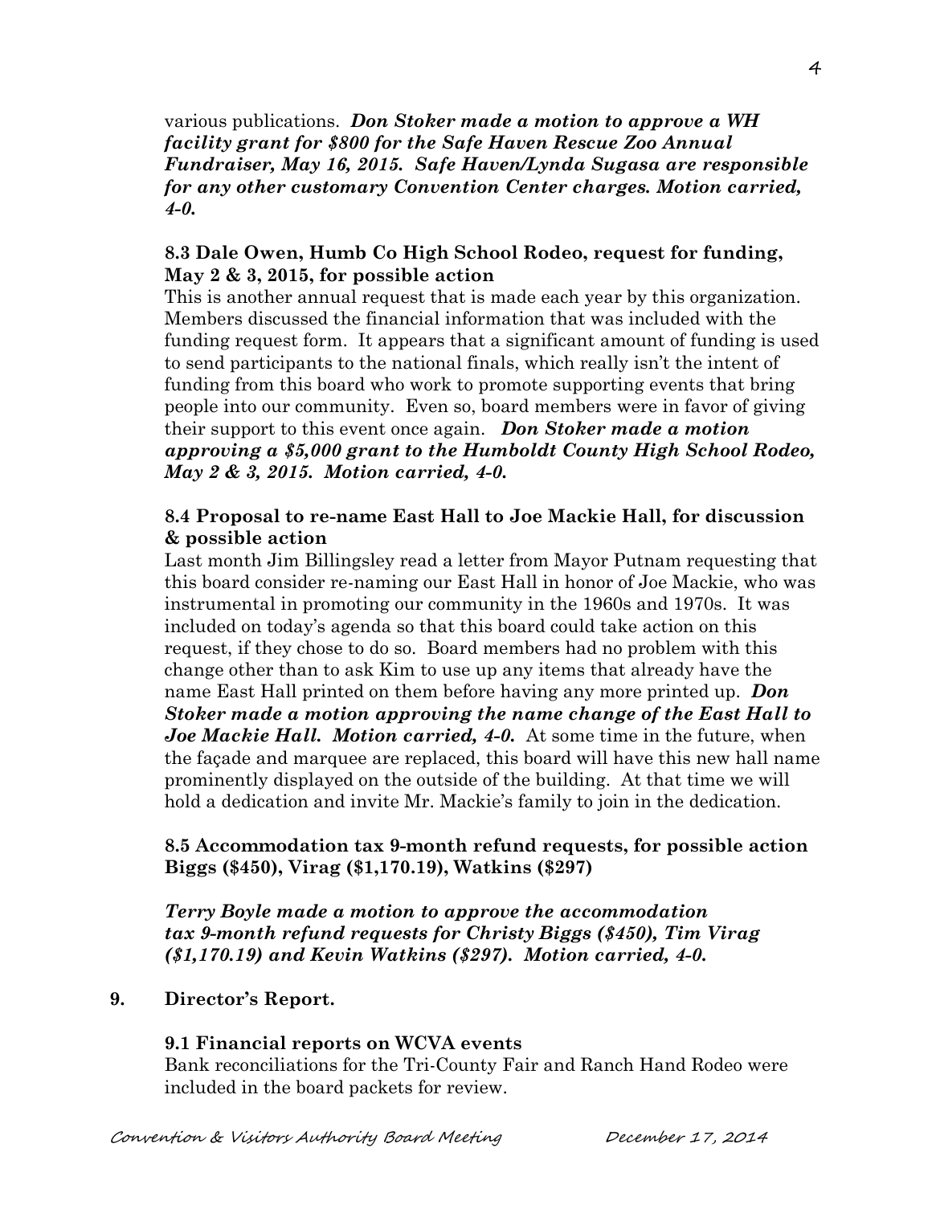various publications. ***Don Stoker made a motion to approve a WH facility grant for $800 for the Safe Haven Rescue Zoo Annual Fundraiser, May 16, 2015. Safe Haven/Lynda Sugasa are responsible for any other customary Convention Center charges. Motion carried, 4-0.***

**8.3 Dale Owen, Humb Co High School Rodeo, request for funding, May 2 & 3, 2015, for possible action**

This is another annual request that is made each year by this organization. Members discussed the financial information that was included with the funding request form. It appears that a significant amount of funding is used to send participants to the national finals, which really isn't the intent of funding from this board who work to promote supporting events that bring people into our community. Even so, board members were in favor of giving their support to this event once again. ***Don Stoker made a motion approving a $5,000 grant to the Humboldt County High School Rodeo, May 2 & 3, 2015. Motion carried, 4-0.***

**8.4 Proposal to re-name East Hall to Joe Mackie Hall, for discussion & possible action**

Last month Jim Billingsley read a letter from Mayor Putnam requesting that this board consider re-naming our East Hall in honor of Joe Mackie, who was instrumental in promoting our community in the 1960s and 1970s. It was included on today's agenda so that this board could take action on this request, if they chose to do so. Board members had no problem with this change other than to ask Kim to use up any items that already have the name East Hall printed on them before having any more printed up. ***Don Stoker made a motion approving the name change of the East Hall to Joe Mackie Hall. Motion carried, 4-0.*** At some time in the future, when the façade and marquee are replaced, this board will have this new hall name prominently displayed on the outside of the building. At that time we will hold a dedication and invite Mr. Mackie's family to join in the dedication.

**8.5 Accommodation tax 9-month refund requests, for possible action Biggs ($450), Virag ($1,170.19), Watkins ($297)**

***Terry Boyle made a motion to approve the accommodation tax 9-month refund requests for Christy Biggs ($450), Tim Virag ($1,170.19) and Kevin Watkins ($297). Motion carried, 4-0.***

**9. Director's Report.**

**9.1 Financial reports on WCVA events**

Bank reconciliations for the Tri-County Fair and Ranch Hand Rodeo were included in the board packets for review.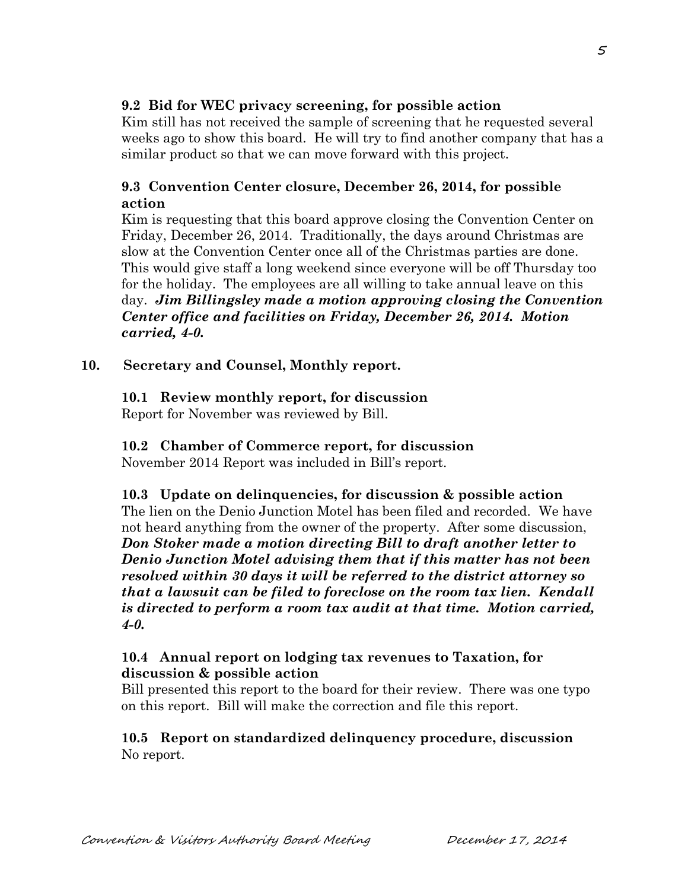**9.2 Bid for WEC privacy screening, for possible action**

Kim still has not received the sample of screening that he requested several weeks ago to show this board. He will try to find another company that has a similar product so that we can move forward with this project.

**9.3 Convention Center closure, December 26, 2014, for possible action**

Kim is requesting that this board approve closing the Convention Center on Friday, December 26, 2014. Traditionally, the days around Christmas are slow at the Convention Center once all of the Christmas parties are done. This would give staff a long weekend since everyone will be off Thursday too for the holiday. The employees are all willing to take annual leave on this day. ***Jim Billingsley made a motion approving closing the Convention Center office and facilities on Friday, December 26, 2014. Motion carried, 4-0.***

**10. Secretary and Counsel, Monthly report.**

**10.1 Review monthly report, for discussion**

Report for November was reviewed by Bill.

**10.2 Chamber of Commerce report, for discussion**

November 2014 Report was included in Bill's report.

**10.3 Update on delinquencies, for discussion & possible action**

The lien on the Denio Junction Motel has been filed and recorded. We have not heard anything from the owner of the property. After some discussion, ***Don Stoker made a motion directing Bill to draft another letter to Denio Junction Motel advising them that if this matter has not been resolved within 30 days it will be referred to the district attorney so that a lawsuit can be filed to foreclose on the room tax lien. Kendall is directed to perform a room tax audit at that time. Motion carried, 4-0.***

**10.4 Annual report on lodging tax revenues to Taxation, for discussion & possible action**

Bill presented this report to the board for their review. There was one typo on this report. Bill will make the correction and file this report.

**10.5 Report on standardized delinquency procedure, discussion**

No report.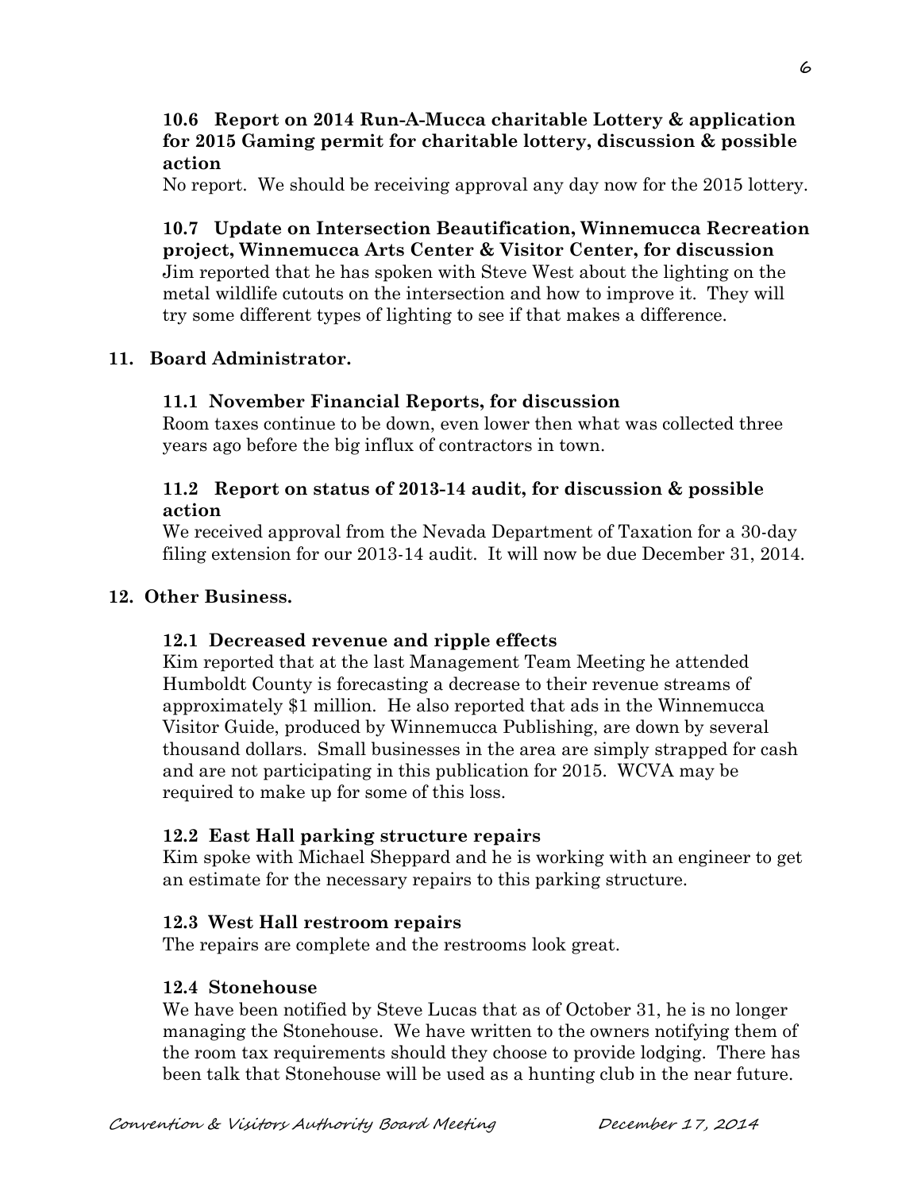**10.6 Report on 2014 Run-A-Mucca charitable Lottery & application for 2015 Gaming permit for charitable lottery, discussion & possible action**

No report. We should be receiving approval any day now for the 2015 lottery.

**10.7 Update on Intersection Beautification, Winnemucca Recreation project, Winnemucca Arts Center & Visitor Center, for discussion**

Jim reported that he has spoken with Steve West about the lighting on the metal wildlife cutouts on the intersection and how to improve it. They will try some different types of lighting to see if that makes a difference.

**11. Board Administrator.**

**11.1 November Financial Reports, for discussion**

Room taxes continue to be down, even lower then what was collected three years ago before the big influx of contractors in town.

**11.2 Report on status of 2013-14 audit, for discussion & possible action**

We received approval from the Nevada Department of Taxation for a 30-day filing extension for our 2013-14 audit. It will now be due December 31, 2014.

**12. Other Business.**

**12.1 Decreased revenue and ripple effects**

Kim reported that at the last Management Team Meeting he attended Humboldt County is forecasting a decrease to their revenue streams of approximately $1 million. He also reported that ads in the Winnemucca Visitor Guide, produced by Winnemucca Publishing, are down by several thousand dollars. Small businesses in the area are simply strapped for cash and are not participating in this publication for 2015. WCVA may be required to make up for some of this loss.

**12.2 East Hall parking structure repairs**

Kim spoke with Michael Sheppard and he is working with an engineer to get an estimate for the necessary repairs to this parking structure.

**12.3 West Hall restroom repairs**

The repairs are complete and the restrooms look great.

**12.4 Stonehouse**

We have been notified by Steve Lucas that as of October 31, he is no longer managing the Stonehouse. We have written to the owners notifying them of the room tax requirements should they choose to provide lodging. There has been talk that Stonehouse will be used as a hunting club in the near future.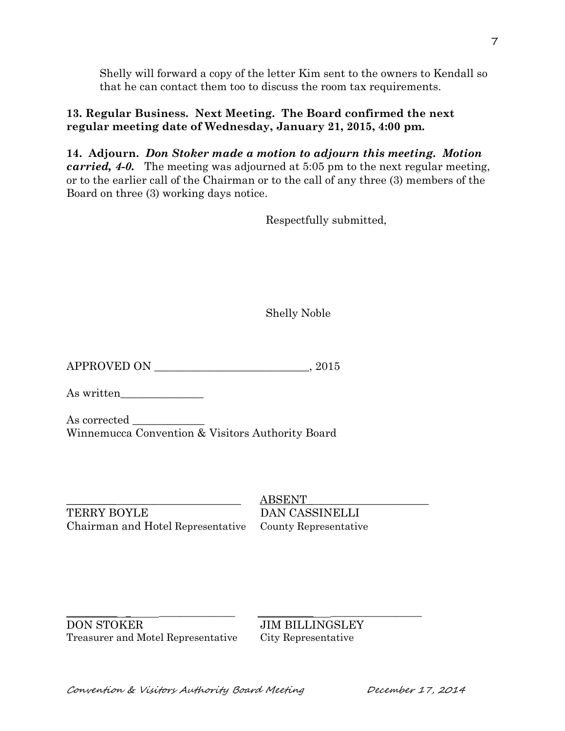Shelly will forward a copy of the letter Kim sent to the owners to Kendall so that he can contact them too to discuss the room tax requirements.

**13. Regular Business. Next Meeting. The Board confirmed the next regular meeting date of Wednesday, January 21, 2015, 4:00 pm.**

**14. Adjourn.** ***Don Stoker made a motion to adjourn this meeting. Motion carried, 4-0.*** The meeting was adjourned at 5:05 pm to the next regular meeting, or to the earlier call of the Chairman or to the call of any three (3) members of the Board on three (3) working days notice.

Respectfully submitted,

Shelly Noble

APPROVED ON ___________________________, 2015

As written_______________

As corrected _____________
Winnemucca Convention & Visitors Authority Board

| | |
|---|---|
| ______________________________ | ABSENT______________________ |
| TERRY BOYLE | DAN CASSINELLI |
| Chairman and Hotel Representative | County Representative |
| ______________________________ | ______________________________ |
| DON STOKER | JIM BILLINGSLEY |
| Treasurer and Motel Representative | City Representative |

*Convention & Visitors Authority Board Meeting December 17, 2014*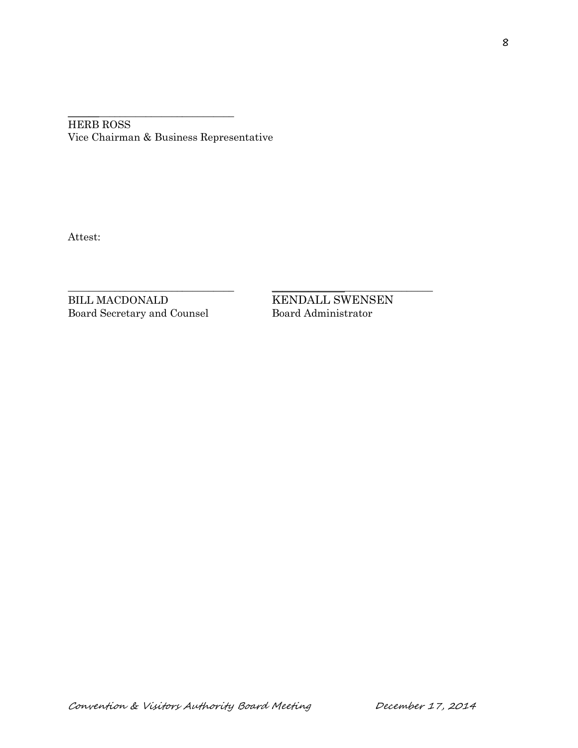\_\_\_\_\_\_\_\_\_\_\_\_\_\_\_\_\_\_\_\_\_\_\_\_\_\_\_\_\_\_\_\_

HERB ROSS
Vice Chairman & Business Representative

Attest:

\_\_\_\_\_\_\_\_\_\_\_\_\_\_\_\_\_\_\_\_\_\_\_\_\_\_\_\_\_\_\_\_

BILL MACDONALD
Board Secretary and Counsel

\_\_\_\_\_\_\_\_\_\_\_\_\_\_\_\_\_\_\_\_\_\_\_\_\_\_\_\_\_\_\_\_

KENDALL SWENSEN
Board Administrator